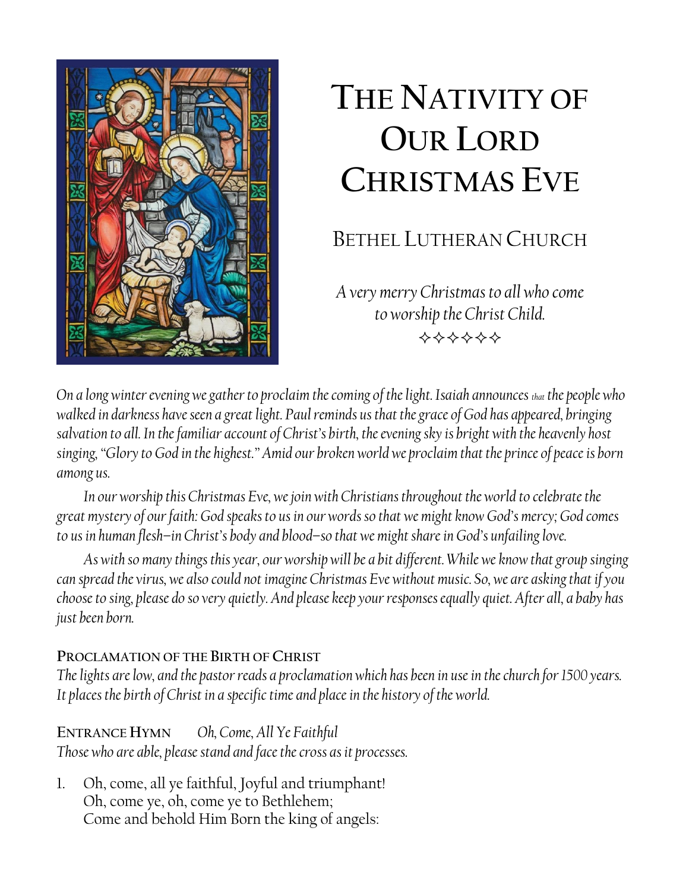# The Nativity of Our Lord Christmas Eve

## Bethel Lutheran Church

*A very merry Christmas to all who come to worship the Christ Child.*

✧✧✧✧✧✧

*On a long winter evening we gather to proclaim the coming of the light. Isaiah announces that the people who walked in darkness have seen a great light. Paul reminds us that the grace of God has appeared, bringing salvation to all. In the familiar account of Christ's birth, the evening sky is bright with the heavenly host singing, "Glory to God in the highest." Amid our broken world we proclaim that the prince of peace is born among us.*

*In our worship this Christmas Eve, we join with Christians throughout the world to celebrate the great mystery of our faith: God speaks to us in our words so that we might know God's mercy; God comes to us in human flesh—in Christ's body and blood—so that we might share in God's unfailing love.*

*As with so many things this year, our worship will be a bit different. While we know that group singing can spread the virus, we also could not imagine Christmas Eve without music. So, we are asking that if you choose to sing, please do so very quietly. And please keep your responses equally quiet. After all, a baby has just been born.*

**Proclamation of the Birth of Christ**
*The lights are low, and the pastor reads a proclamation which has been in use in the church for 1500 years. It places the birth of Christ in a specific time and place in the history of the world.*

**Entrance Hymn** *Oh, Come, All Ye Faithful*
*Those who are able, please stand and face the cross as it processes.*

1. Oh, come, all ye faithful, Joyful and triumphant!
   Oh, come ye, oh, come ye to Bethlehem;
   Come and behold Him Born the king of angels: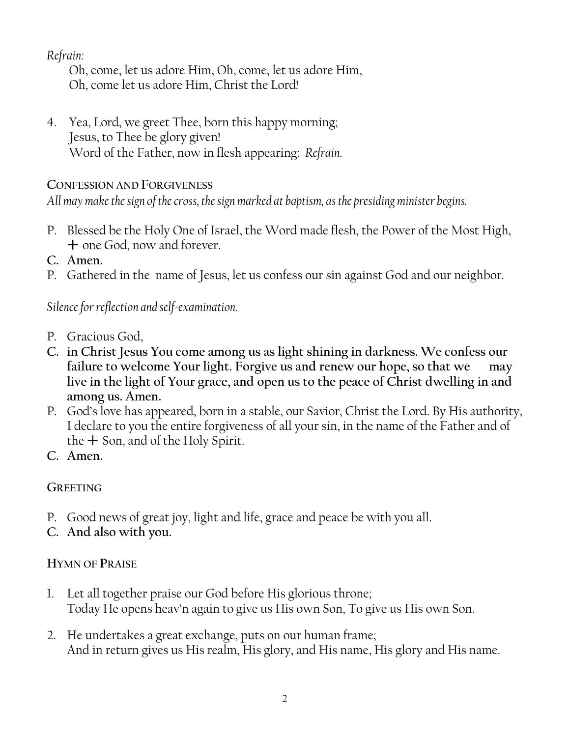*Refrain:*

Oh, come, let us adore Him, Oh, come, let us adore Him,
Oh, come let us adore Him, Christ the Lord!

4. Yea, Lord, we greet Thee, born this happy morning;
   Jesus, to Thee be glory given!
   Word of the Father, now in flesh appearing: *Refrain.*

### CONFESSION AND FORGIVENESS

*All may make the sign of the cross, the sign marked at baptism, as the presiding minister begins.*

P. Blessed be the Holy One of Israel, the Word made flesh, the Power of the Most High, ☩ one God, now and forever.

**C. Amen.**

P. Gathered in the name of Jesus, let us confess our sin against God and our neighbor.

*Silence for reflection and self-examination.*

P. Gracious God,

**C. in Christ Jesus You come among us as light shining in darkness. We confess our failure to welcome Your light. Forgive us and renew our hope, so that we may live in the light of Your grace, and open us to the peace of Christ dwelling in and among us. Amen.**

P. God's love has appeared, born in a stable, our Savior, Christ the Lord. By His authority, I declare to you the entire forgiveness of all your sin, in the name of the Father and of the ☩ Son, and of the Holy Spirit.

**C. Amen.**

### GREETING

P. Good news of great joy, light and life, grace and peace be with you all.

**C. And also with you.**

### HYMN OF PRAISE

1. Let all together praise our God before His glorious throne;
   Today He opens heav'n again to give us His own Son, To give us His own Son.

2. He undertakes a great exchange, puts on our human frame;
   And in return gives us His realm, His glory, and His name, His glory and His name.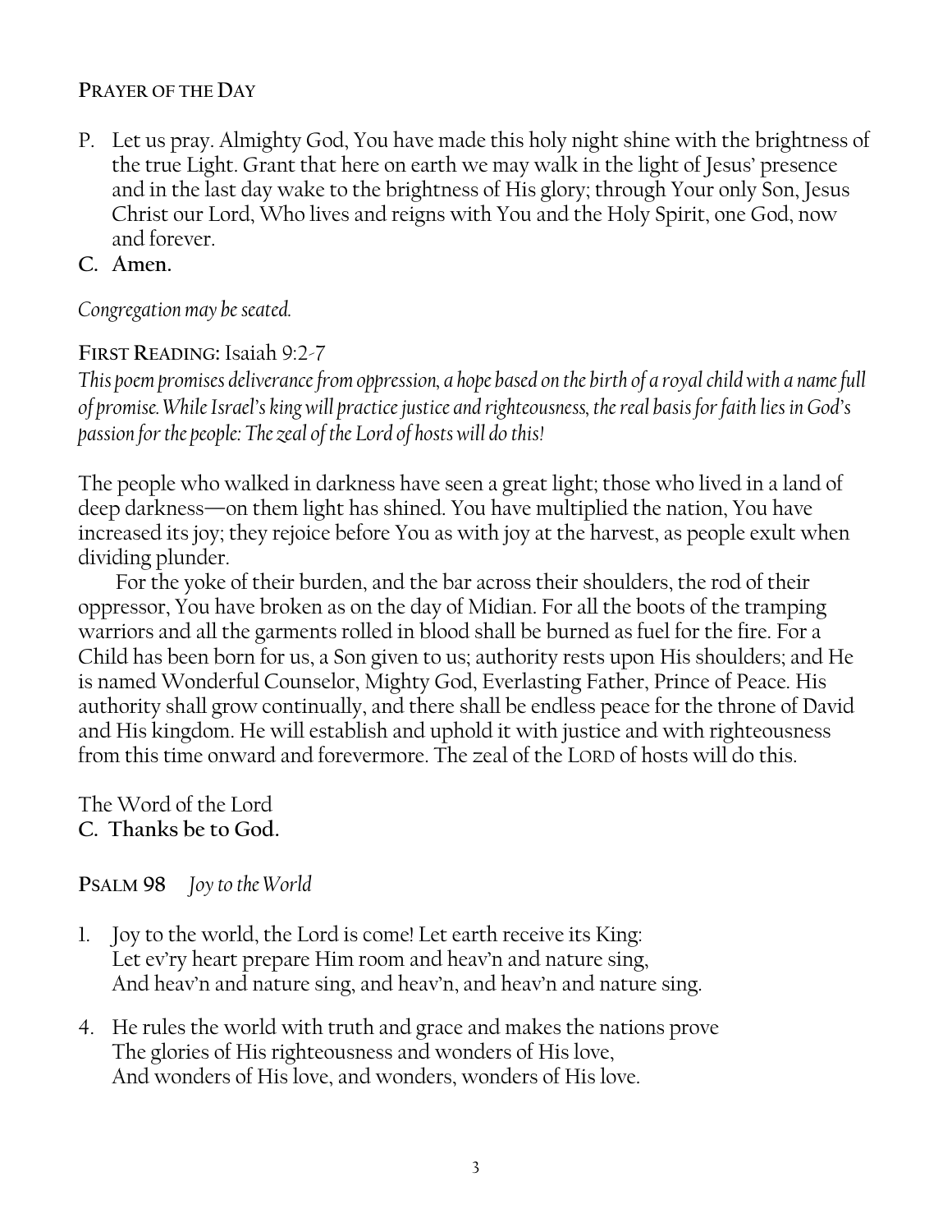## Prayer of the Day

P. Let us pray. Almighty God, You have made this holy night shine with the brightness of the true Light. Grant that here on earth we may walk in the light of Jesus' presence and in the last day wake to the brightness of His glory; through Your only Son, Jesus Christ our Lord, Who lives and reigns with You and the Holy Spirit, one God, now and forever.

**C. Amen.**

*Congregation may be seated.*

## First Reading: Isaiah 9:2-7

*This poem promises deliverance from oppression, a hope based on the birth of a royal child with a name full of promise. While Israel's king will practice justice and righteousness, the real basis for faith lies in God's passion for the people: The zeal of the Lord of hosts will do this!*

The people who walked in darkness have seen a great light; those who lived in a land of deep darkness—on them light has shined. You have multiplied the nation, You have increased its joy; they rejoice before You as with joy at the harvest, as people exult when dividing plunder.

For the yoke of their burden, and the bar across their shoulders, the rod of their oppressor, You have broken as on the day of Midian. For all the boots of the tramping warriors and all the garments rolled in blood shall be burned as fuel for the fire. For a Child has been born for us, a Son given to us; authority rests upon His shoulders; and He is named Wonderful Counselor, Mighty God, Everlasting Father, Prince of Peace. His authority shall grow continually, and there shall be endless peace for the throne of David and His kingdom. He will establish and uphold it with justice and with righteousness from this time onward and forevermore. The zeal of the Lord of hosts will do this.

The Word of the Lord

**C. Thanks be to God.**

## Psalm 98 *Joy to the World*

1. Joy to the world, the Lord is come! Let earth receive its King:
   Let ev'ry heart prepare Him room and heav'n and nature sing,
   And heav'n and nature sing, and heav'n, and heav'n and nature sing.

4. He rules the world with truth and grace and makes the nations prove
   The glories of His righteousness and wonders of His love,
   And wonders of His love, and wonders, wonders of His love.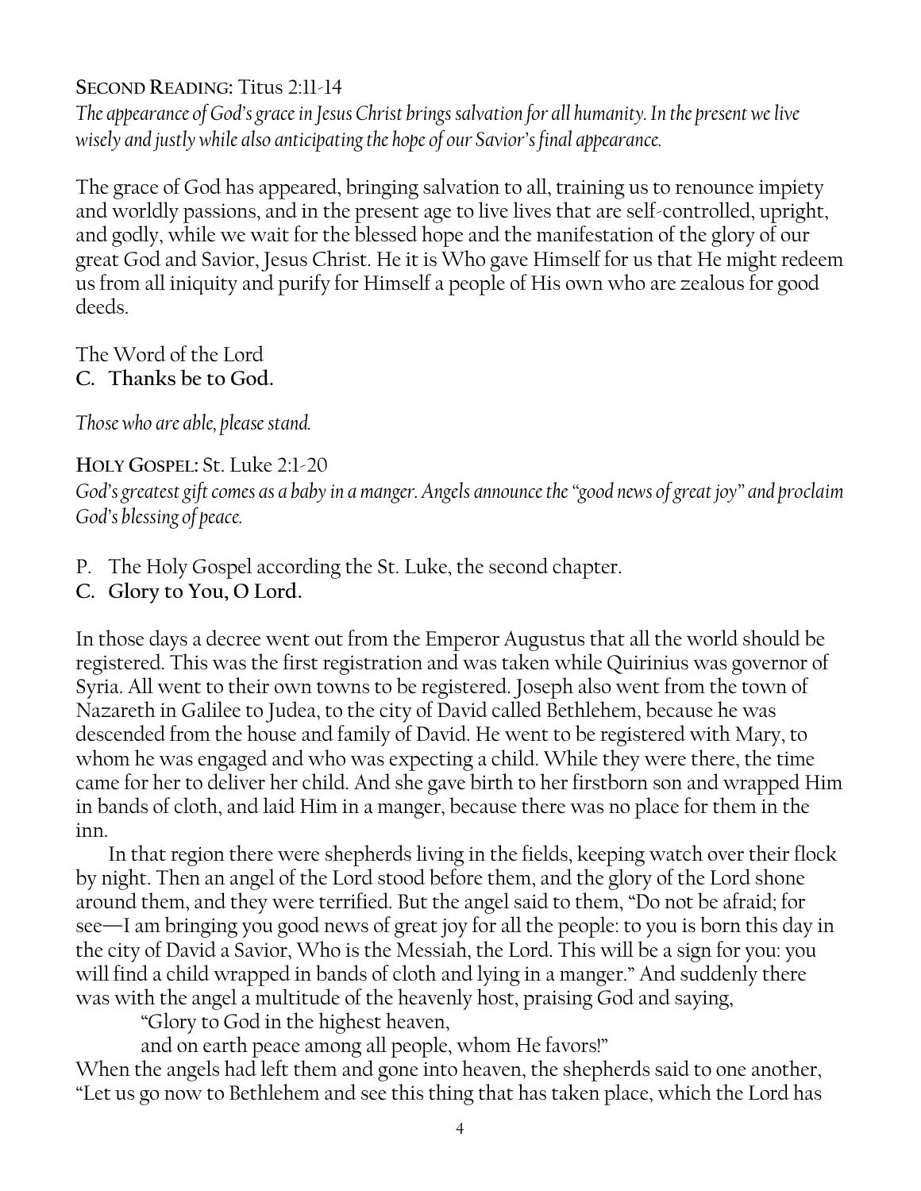**SECOND READING:** Titus 2:11-14

*The appearance of God's grace in Jesus Christ brings salvation for all humanity. In the present we live wisely and justly while also anticipating the hope of our Savior's final appearance.*

The grace of God has appeared, bringing salvation to all, training us to renounce impiety and worldly passions, and in the present age to live lives that are self-controlled, upright, and godly, while we wait for the blessed hope and the manifestation of the glory of our great God and Savior, Jesus Christ. He it is Who gave Himself for us that He might redeem us from all iniquity and purify for Himself a people of His own who are zealous for good deeds.

The Word of the Lord
**C. Thanks be to God.**

*Those who are able, please stand.*

**HOLY GOSPEL:** St. Luke 2:1-20

*God's greatest gift comes as a baby in a manger. Angels announce the "good news of great joy" and proclaim God's blessing of peace.*

P. The Holy Gospel according the St. Luke, the second chapter.
**C. Glory to You, O Lord.**

In those days a decree went out from the Emperor Augustus that all the world should be registered. This was the first registration and was taken while Quirinius was governor of Syria. All went to their own towns to be registered. Joseph also went from the town of Nazareth in Galilee to Judea, to the city of David called Bethlehem, because he was descended from the house and family of David. He went to be registered with Mary, to whom he was engaged and who was expecting a child. While they were there, the time came for her to deliver her child. And she gave birth to her firstborn son and wrapped Him in bands of cloth, and laid Him in a manger, because there was no place for them in the inn.

In that region there were shepherds living in the fields, keeping watch over their flock by night. Then an angel of the Lord stood before them, and the glory of the Lord shone around them, and they were terrified. But the angel said to them, "Do not be afraid; for see—I am bringing you good news of great joy for all the people: to you is born this day in the city of David a Savior, Who is the Messiah, the Lord. This will be a sign for you: you will find a child wrapped in bands of cloth and lying in a manger." And suddenly there was with the angel a multitude of the heavenly host, praising God and saying,

"Glory to God in the highest heaven,
and on earth peace among all people, whom He favors!"

When the angels had left them and gone into heaven, the shepherds said to one another, "Let us go now to Bethlehem and see this thing that has taken place, which the Lord has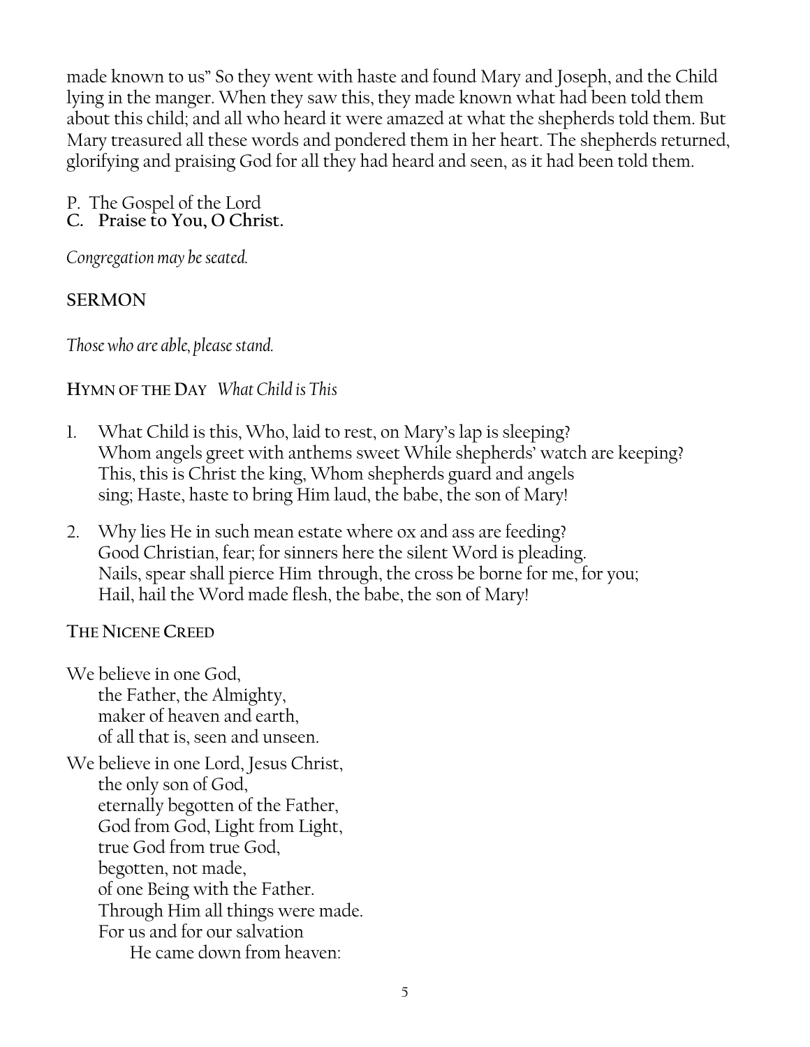made known to us" So they went with haste and found Mary and Joseph, and the Child lying in the manger. When they saw this, they made known what had been told them about this child; and all who heard it were amazed at what the shepherds told them. But Mary treasured all these words and pondered them in her heart. The shepherds returned, glorifying and praising God for all they had heard and seen, as it had been told them.

P. The Gospel of the Lord
**C. Praise to You, O Christ.**

*Congregation may be seated.*

**SERMON**

*Those who are able, please stand.*

**HYMN OF THE DAY** *What Child is This*

1. What Child is this, Who, laid to rest, on Mary's lap is sleeping?
   Whom angels greet with anthems sweet While shepherds' watch are keeping?
   This, this is Christ the king, Whom shepherds guard and angels
   sing; Haste, haste to bring Him laud, the babe, the son of Mary!

2. Why lies He in such mean estate where ox and ass are feeding?
   Good Christian, fear; for sinners here the silent Word is pleading.
   Nails, spear shall pierce Him through, the cross be borne for me, for you;
   Hail, hail the Word made flesh, the babe, the son of Mary!

**THE NICENE CREED**

We believe in one God,
 the Father, the Almighty,
 maker of heaven and earth,
 of all that is, seen and unseen.

We believe in one Lord, Jesus Christ,
 the only son of God,
 eternally begotten of the Father,
 God from God, Light from Light,
 true God from true God,
 begotten, not made,
 of one Being with the Father.
 Through Him all things were made.
 For us and for our salvation
  He came down from heaven: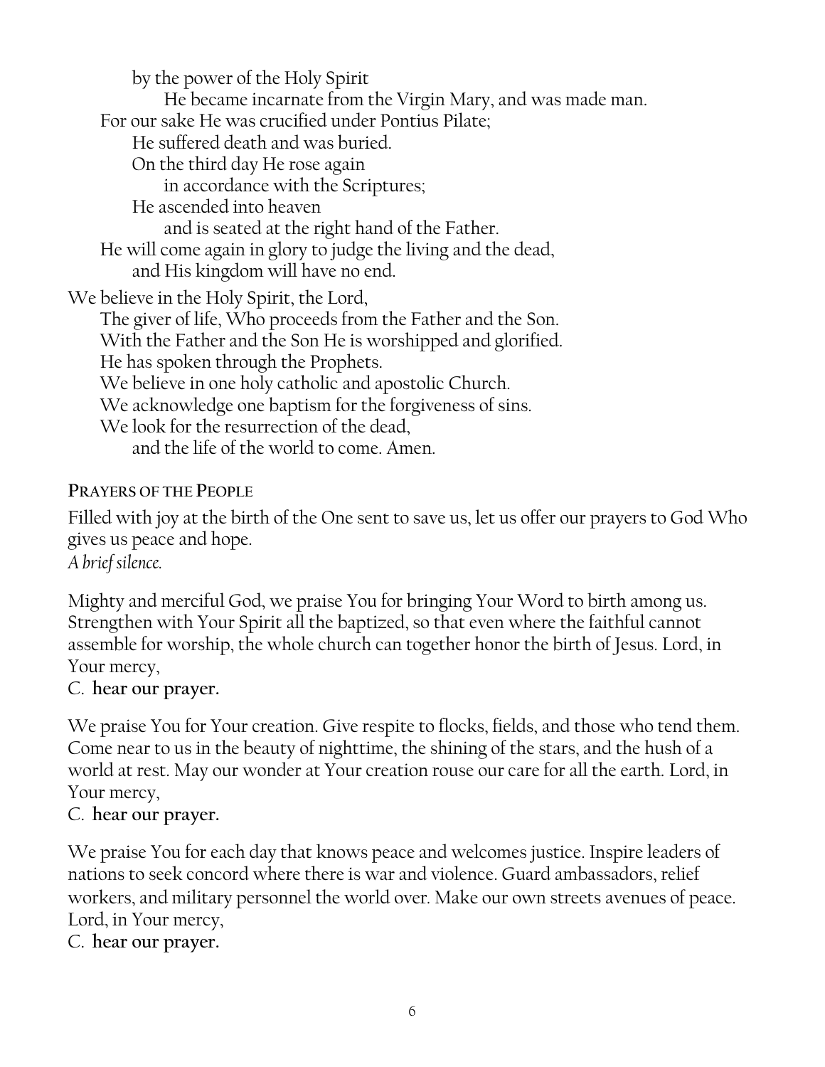by the power of the Holy Spirit
He became incarnate from the Virgin Mary, and was made man.
For our sake He was crucified under Pontius Pilate;
He suffered death and was buried.
On the third day He rose again
in accordance with the Scriptures;
He ascended into heaven
and is seated at the right hand of the Father.
He will come again in glory to judge the living and the dead,
and His kingdom will have no end.

We believe in the Holy Spirit, the Lord,
The giver of life, Who proceeds from the Father and the Son.
With the Father and the Son He is worshipped and glorified.
He has spoken through the Prophets.
We believe in one holy catholic and apostolic Church.
We acknowledge one baptism for the forgiveness of sins.
We look for the resurrection of the dead,
and the life of the world to come. Amen.

## PRAYERS OF THE PEOPLE

Filled with joy at the birth of the One sent to save us, let us offer our prayers to God Who gives us peace and hope.
*A brief silence.*

Mighty and merciful God, we praise You for bringing Your Word to birth among us. Strengthen with Your Spirit all the baptized, so that even where the faithful cannot assemble for worship, the whole church can together honor the birth of Jesus. Lord, in Your mercy,
C. **hear our prayer.**

We praise You for Your creation. Give respite to flocks, fields, and those who tend them. Come near to us in the beauty of nighttime, the shining of the stars, and the hush of a world at rest. May our wonder at Your creation rouse our care for all the earth. Lord, in Your mercy,
C. **hear our prayer.**

We praise You for each day that knows peace and welcomes justice. Inspire leaders of nations to seek concord where there is war and violence. Guard ambassadors, relief workers, and military personnel the world over. Make our own streets avenues of peace. Lord, in Your mercy,
C. **hear our prayer.**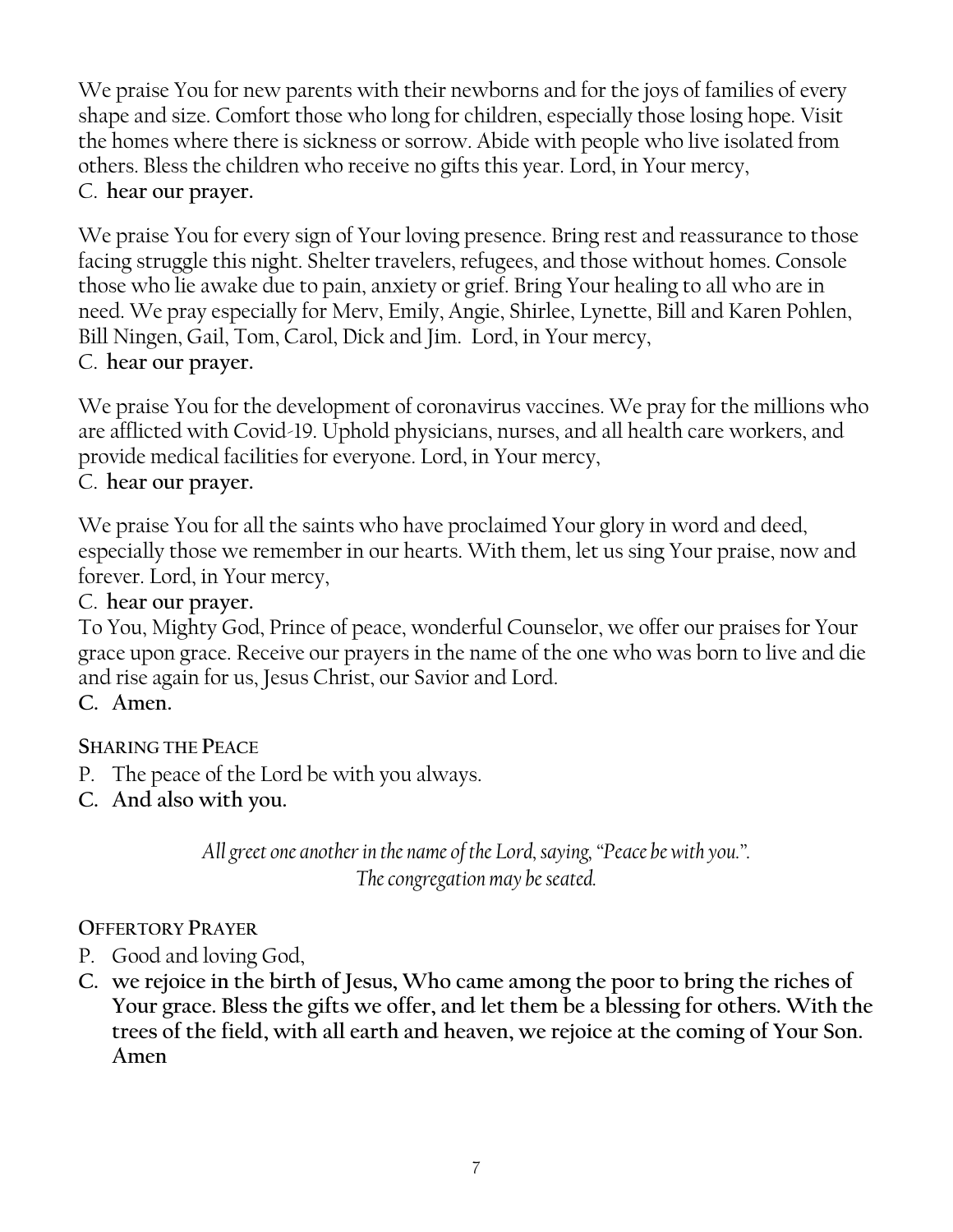We praise You for new parents with their newborns and for the joys of families of every shape and size. Comfort those who long for children, especially those losing hope. Visit the homes where there is sickness or sorrow. Abide with people who live isolated from others. Bless the children who receive no gifts this year. Lord, in Your mercy,
C. **hear our prayer.**

We praise You for every sign of Your loving presence. Bring rest and reassurance to those facing struggle this night. Shelter travelers, refugees, and those without homes. Console those who lie awake due to pain, anxiety or grief. Bring Your healing to all who are in need. We pray especially for Merv, Emily, Angie, Shirlee, Lynette, Bill and Karen Pohlen, Bill Ningen, Gail, Tom, Carol, Dick and Jim. Lord, in Your mercy,
C. **hear our prayer.**

We praise You for the development of coronavirus vaccines. We pray for the millions who are afflicted with Covid-19. Uphold physicians, nurses, and all health care workers, and provide medical facilities for everyone. Lord, in Your mercy,
C. **hear our prayer.**

We praise You for all the saints who have proclaimed Your glory in word and deed, especially those we remember in our hearts. With them, let us sing Your praise, now and forever. Lord, in Your mercy,
C. **hear our prayer.**
To You, Mighty God, Prince of peace, wonderful Counselor, we offer our praises for Your grace upon grace. Receive our prayers in the name of the one who was born to live and die and rise again for us, Jesus Christ, our Savior and Lord.
**C. Amen.**

### SHARING THE PEACE

P. The peace of the Lord be with you always.
**C. And also with you.**

*All greet one another in the name of the Lord, saying, "Peace be with you.".*
*The congregation may be seated.*

### OFFERTORY PRAYER

P. Good and loving God,
**C. we rejoice in the birth of Jesus, Who came among the poor to bring the riches of Your grace. Bless the gifts we offer, and let them be a blessing for others. With the trees of the field, with all earth and heaven, we rejoice at the coming of Your Son. Amen**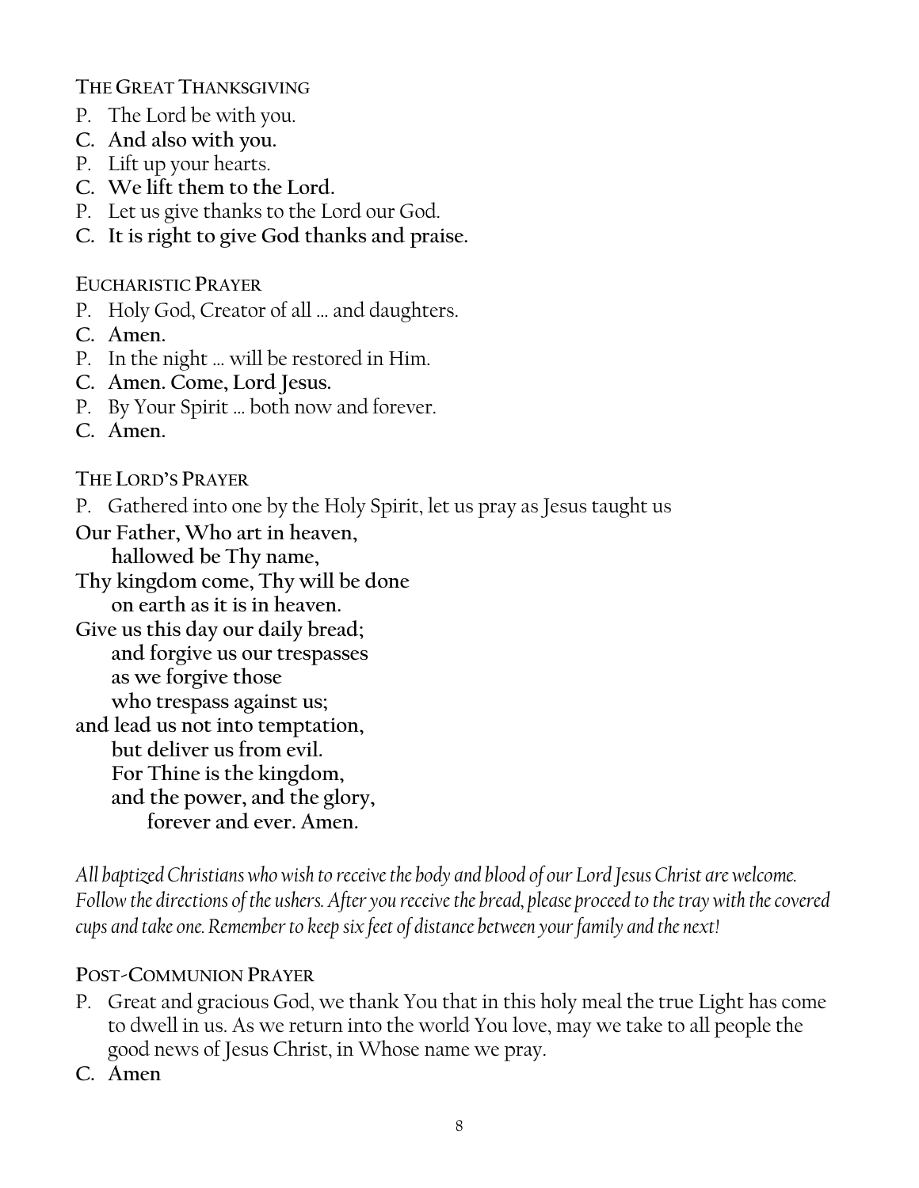## THE GREAT THANKSGIVING

P. The Lord be with you.
**C. And also with you.**
P. Lift up your hearts.
**C. We lift them to the Lord.**
P. Let us give thanks to the Lord our God.
**C. It is right to give God thanks and praise.**

## EUCHARISTIC PRAYER

P. Holy God, Creator of all … and daughters.
**C. Amen.**
P. In the night … will be restored in Him.
**C. Amen. Come, Lord Jesus.**
P. By Your Spirit … both now and forever.
**C. Amen.**

## THE LORD'S PRAYER

P. Gathered into one by the Holy Spirit, let us pray as Jesus taught us

**Our Father, Who art in heaven,**
**hallowed be Thy name,**
**Thy kingdom come, Thy will be done**
**on earth as it is in heaven.**
**Give us this day our daily bread;**
**and forgive us our trespasses**
**as we forgive those**
**who trespass against us;**
**and lead us not into temptation,**
**but deliver us from evil.**
**For Thine is the kingdom,**
**and the power, and the glory,**
**forever and ever. Amen.**

*All baptized Christians who wish to receive the body and blood of our Lord Jesus Christ are welcome. Follow the directions of the ushers. After you receive the bread, please proceed to the tray with the covered cups and take one. Remember to keep six feet of distance between your family and the next!*

## POST-COMMUNION PRAYER

P. Great and gracious God, we thank You that in this holy meal the true Light has come to dwell in us. As we return into the world You love, may we take to all people the good news of Jesus Christ, in Whose name we pray.
**C. Amen**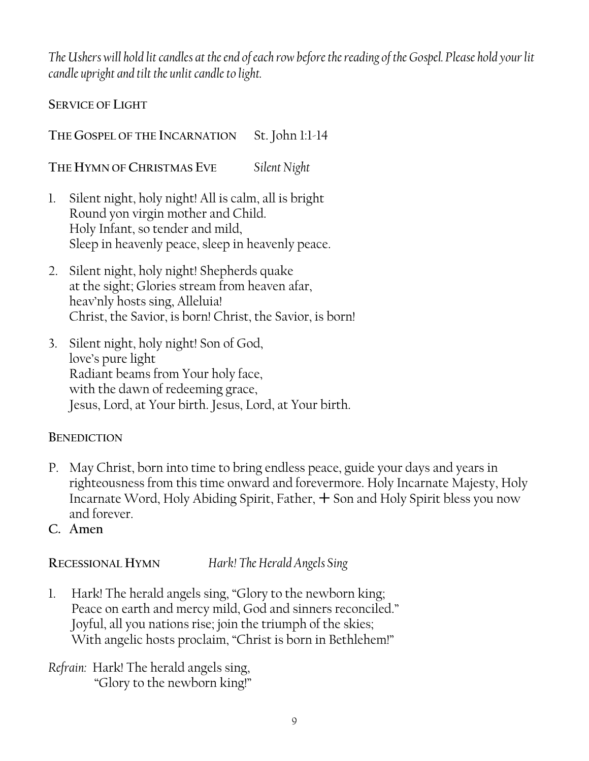*The Ushers will hold lit candles at the end of each row before the reading of the Gospel. Please hold your lit candle upright and tilt the unlit candle to light.*

**Service of Light**

**The Gospel of the Incarnation** St. John 1:1-14

**The Hymn of Christmas Eve** *Silent Night*

1. Silent night, holy night! All is calm, all is bright
   Round yon virgin mother and Child.
   Holy Infant, so tender and mild,
   Sleep in heavenly peace, sleep in heavenly peace.

2. Silent night, holy night! Shepherds quake
   at the sight; Glories stream from heaven afar,
   heav'nly hosts sing, Alleluia!
   Christ, the Savior, is born! Christ, the Savior, is born!

3. Silent night, holy night! Son of God,
   love's pure light
   Radiant beams from Your holy face,
   with the dawn of redeeming grace,
   Jesus, Lord, at Your birth. Jesus, Lord, at Your birth.

**Benediction**

P. May Christ, born into time to bring endless peace, guide your days and years in righteousness from this time onward and forevermore. Holy Incarnate Majesty, Holy Incarnate Word, Holy Abiding Spirit, Father, + Son and Holy Spirit bless you now and forever.

**C. Amen**

**Recessional Hymn** *Hark! The Herald Angels Sing*

1. Hark! The herald angels sing, "Glory to the newborn king;
   Peace on earth and mercy mild, God and sinners reconciled."
   Joyful, all you nations rise; join the triumph of the skies;
   With angelic hosts proclaim, "Christ is born in Bethlehem!"

*Refrain:* Hark! The herald angels sing,
"Glory to the newborn king!"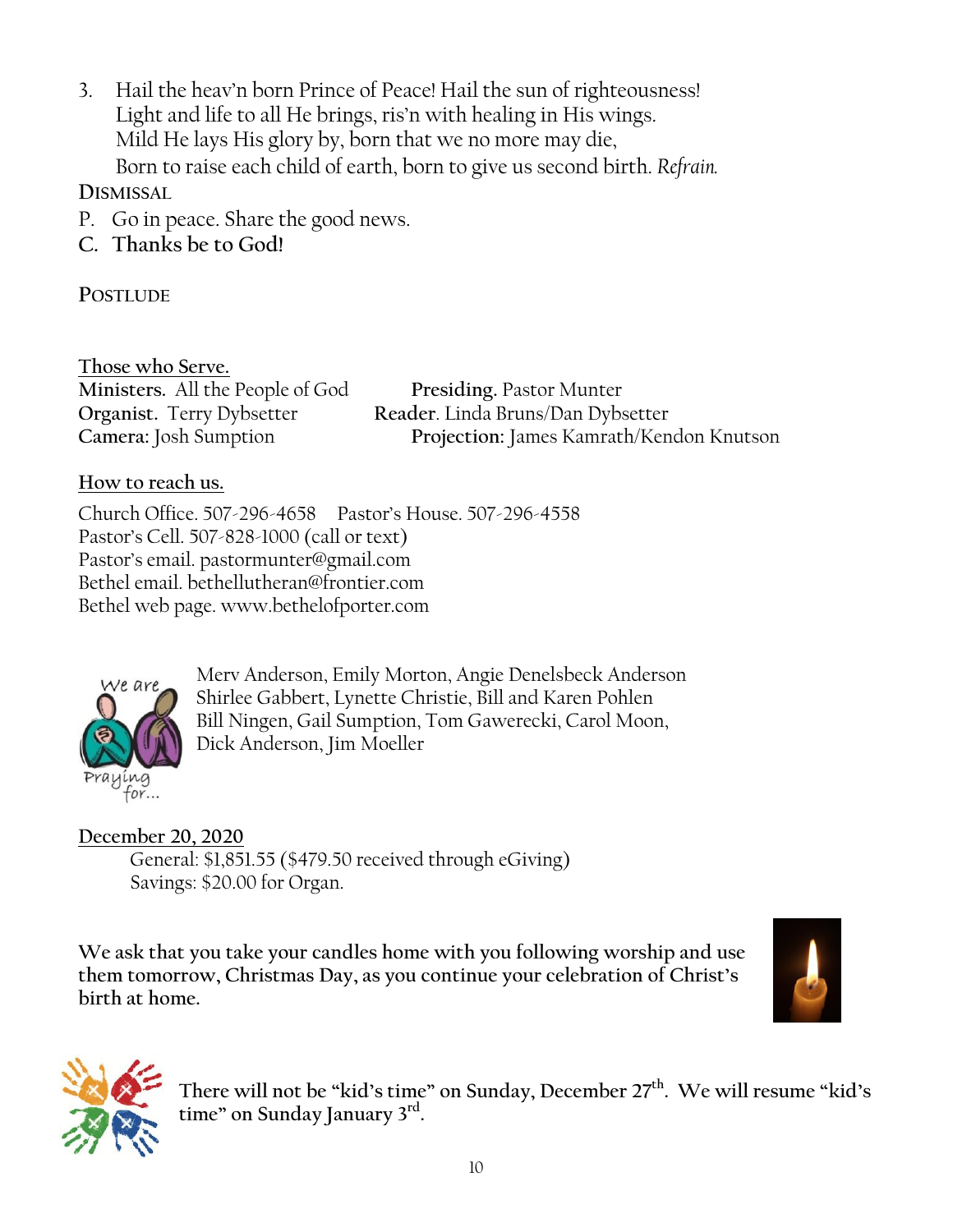3. Hail the heav'n born Prince of Peace! Hail the sun of righteousness!
   Light and life to all He brings, ris'n with healing in His wings.
   Mild He lays His glory by, born that we no more may die,
   Born to raise each child of earth, born to give us second birth. *Refrain.*

**DISMISSAL**

P. Go in peace. Share the good news.

**C. Thanks be to God!**

**POSTLUDE**

**Those who Serve.**

**Ministers.** All the People of God
**Presiding.** Pastor Munter
**Organist.** Terry Dybsetter
**Reader**. Linda Bruns/Dan Dybsetter
**Camera:** Josh Sumption
**Projection:** James Kamrath/Kendon Knutson

**How to reach us.**

Church Office. 507-296-4658 Pastor's House. 507-296-4558
Pastor's Cell. 507-828-1000 (call or text)
Pastor's email. pastormunter@gmail.com
Bethel email. bethellutheran@frontier.com
Bethel web page. www.bethelofporter.com

We are Praying for...

Merv Anderson, Emily Morton, Angie Denelsbeck Anderson
Shirlee Gabbert, Lynette Christie, Bill and Karen Pohlen
Bill Ningen, Gail Sumption, Tom Gawerecki, Carol Moon,
Dick Anderson, Jim Moeller

**December 20, 2020**

General: $1,851.55 ($479.50 received through eGiving)
Savings: $20.00 for Organ.

**We ask that you take your candles home with you following worship and use them tomorrow, Christmas Day, as you continue your celebration of Christ's birth at home.**

**There will not be "kid's time" on Sunday, December 27th. We will resume "kid's time" on Sunday January 3rd.**